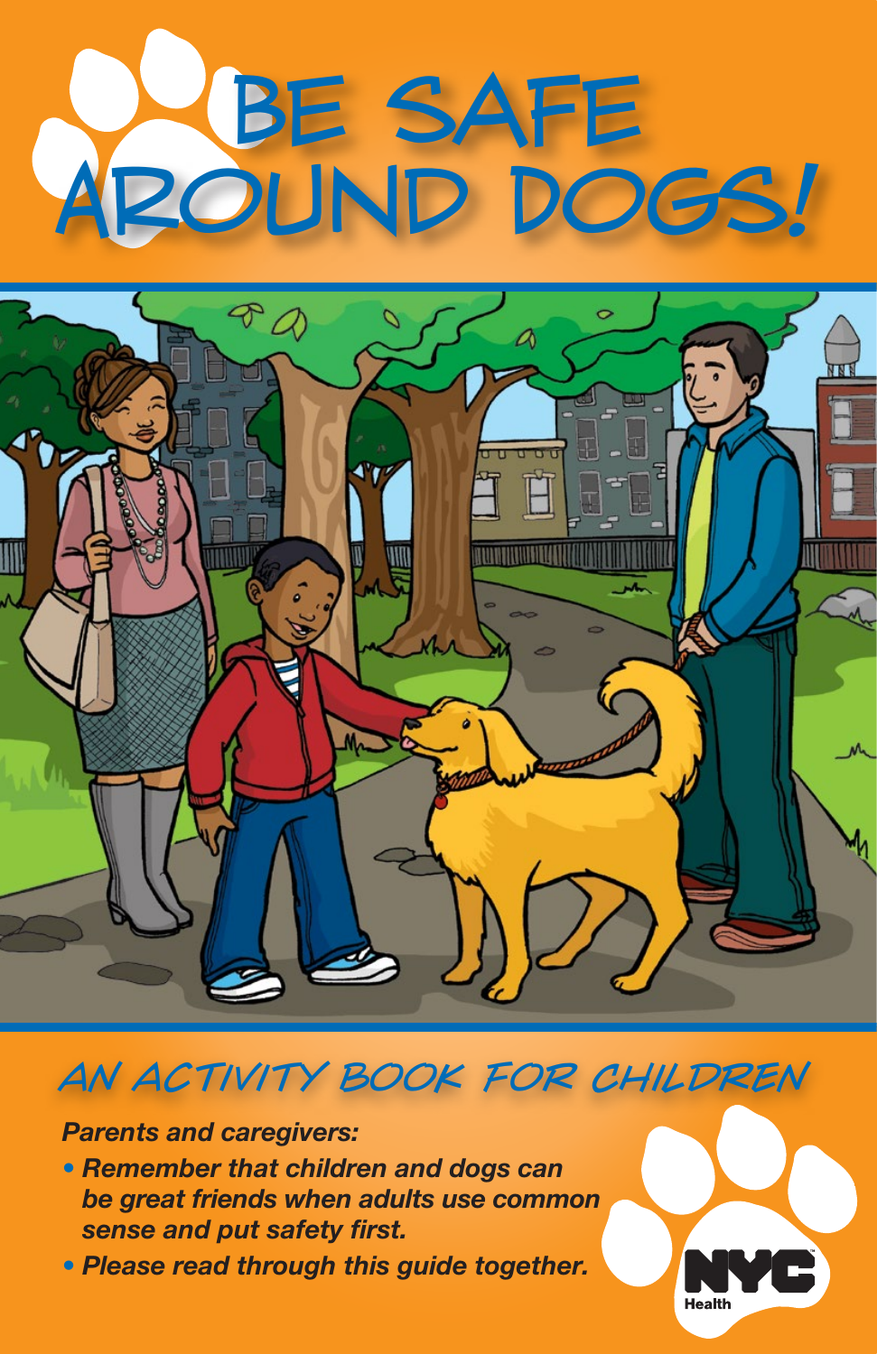# BE SAFE AROUND DOGS!

## AN ACTIVITY BOOK FOR CHILDREN

***Parents and caregivers:***

- ***Remember that children and dogs can be great friends when adults use common sense and put safety first.***
- ***Please read through this guide together.***

NYC Health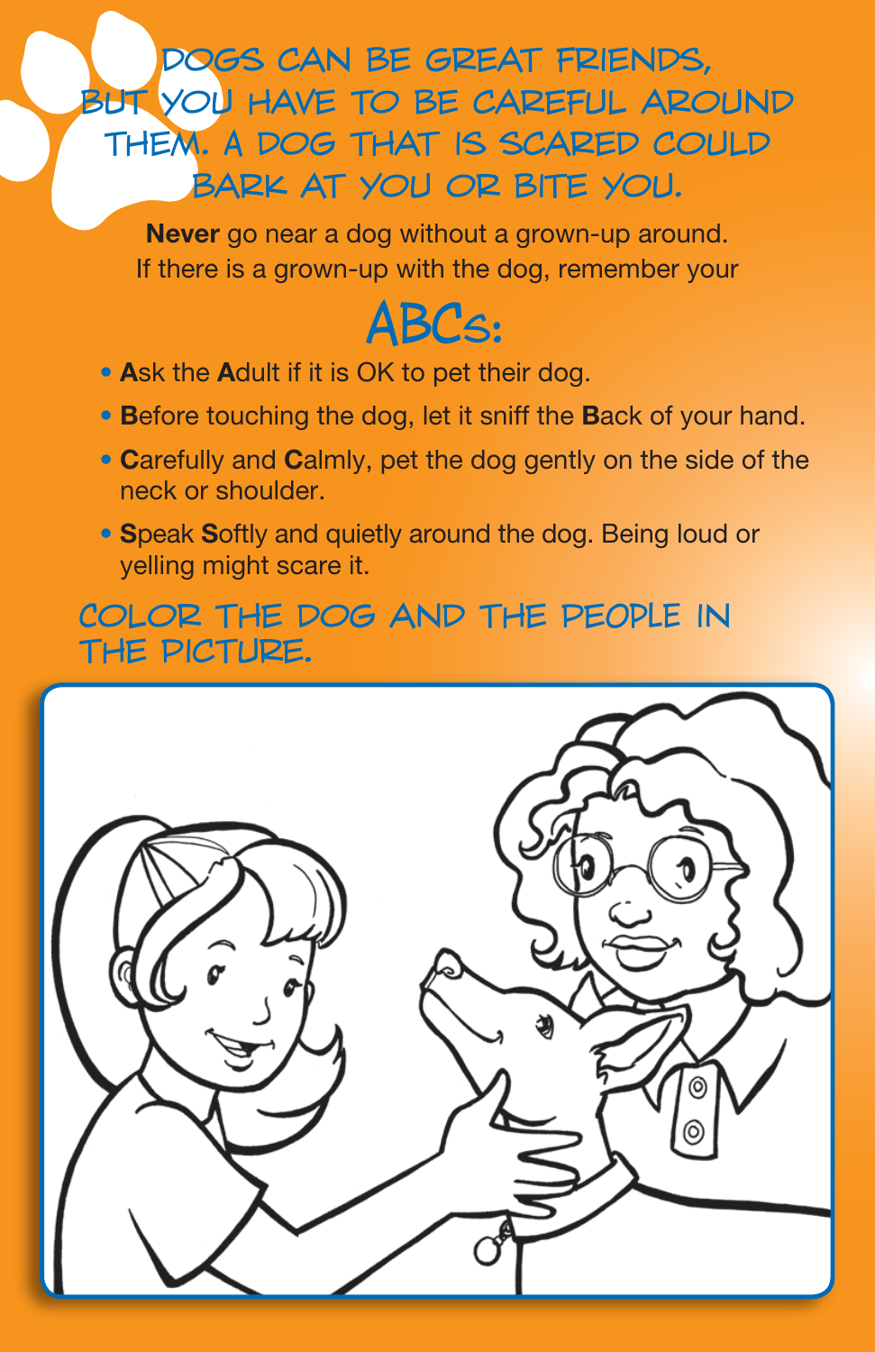## DOGS CAN BE GREAT FRIENDS, BUT YOU HAVE TO BE CAREFUL AROUND THEM. A DOG THAT IS SCARED COULD BARK AT YOU OR BITE YOU.

**Never** go near a dog without a grown-up around. If there is a grown-up with the dog, remember your

# ABCs:

- **A**sk the **A**dult if it is OK to pet their dog.
- **B**efore touching the dog, let it sniff the **B**ack of your hand.
- **C**arefully and **C**almly, pet the dog gently on the side of the neck or shoulder.
- **S**peak **S**oftly and quietly around the dog. Being loud or yelling might scare it.

## COLOR THE DOG AND THE PEOPLE IN THE PICTURE.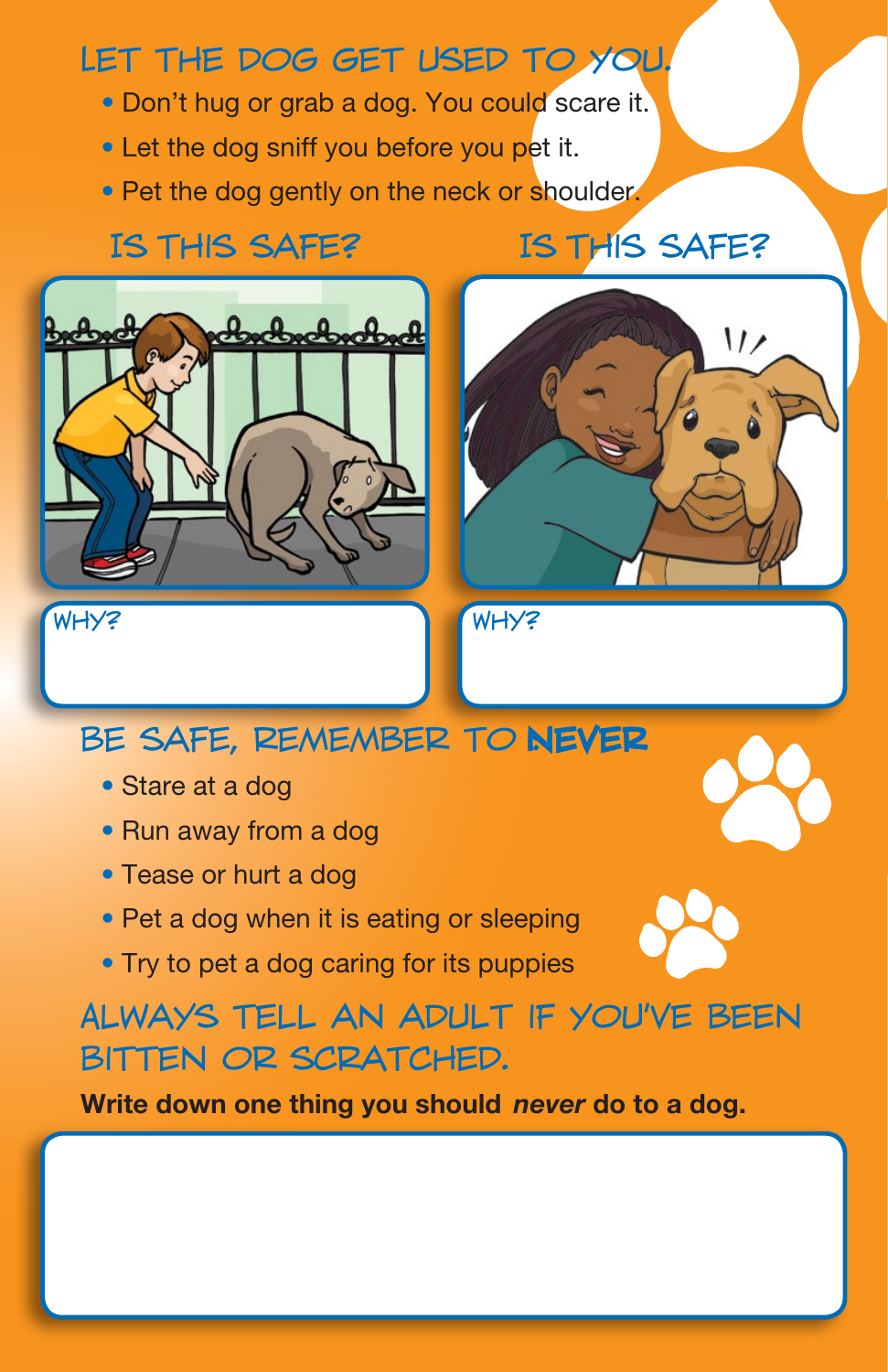## LET THE DOG GET USED TO YOU.

- Don't hug or grab a dog. You could scare it.
- Let the dog sniff you before you pet it.
- Pet the dog gently on the neck or shoulder.

### IS THIS SAFE?

WHY?

### IS THIS SAFE?

WHY?

## BE SAFE, REMEMBER TO **NEVER**

- Stare at a dog
- Run away from a dog
- Tease or hurt a dog
- Pet a dog when it is eating or sleeping
- Try to pet a dog caring for its puppies

## ALWAYS TELL AN ADULT IF YOU'VE BEEN BITTEN OR SCRATCHED.

**Write down one thing you should *never* do to a dog.**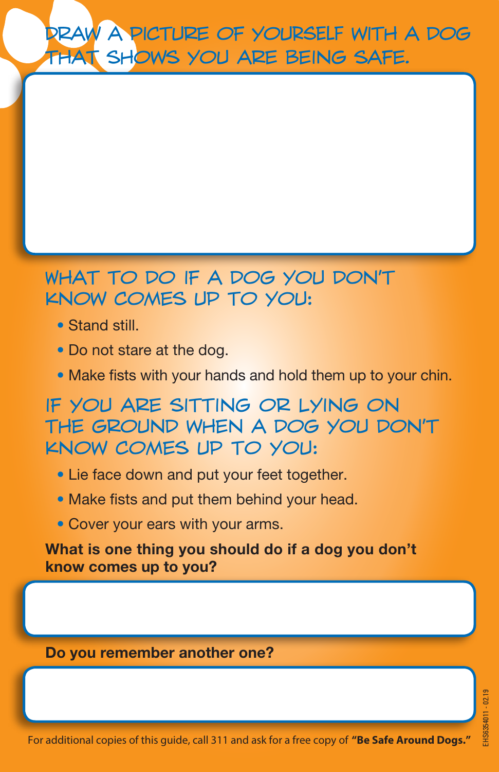## DRAW A PICTURE OF YOURSELF WITH A DOG THAT SHOWS YOU ARE BEING SAFE.

## WHAT TO DO IF A DOG YOU DON'T KNOW COMES UP TO YOU:

- Stand still.
- Do not stare at the dog.
- Make fists with your hands and hold them up to your chin.

## IF YOU ARE SITTING OR LYING ON THE GROUND WHEN A DOG YOU DON'T KNOW COMES UP TO YOU:

- Lie face down and put your feet together.
- Make fists and put them behind your head.
- Cover your ears with your arms.

**What is one thing you should do if a dog you don't know comes up to you?**

**Do you remember another one?**

For additional copies of this guide, call 311 and ask for a free copy of **"Be Safe Around Dogs."**

EHS6354011 - 02.19